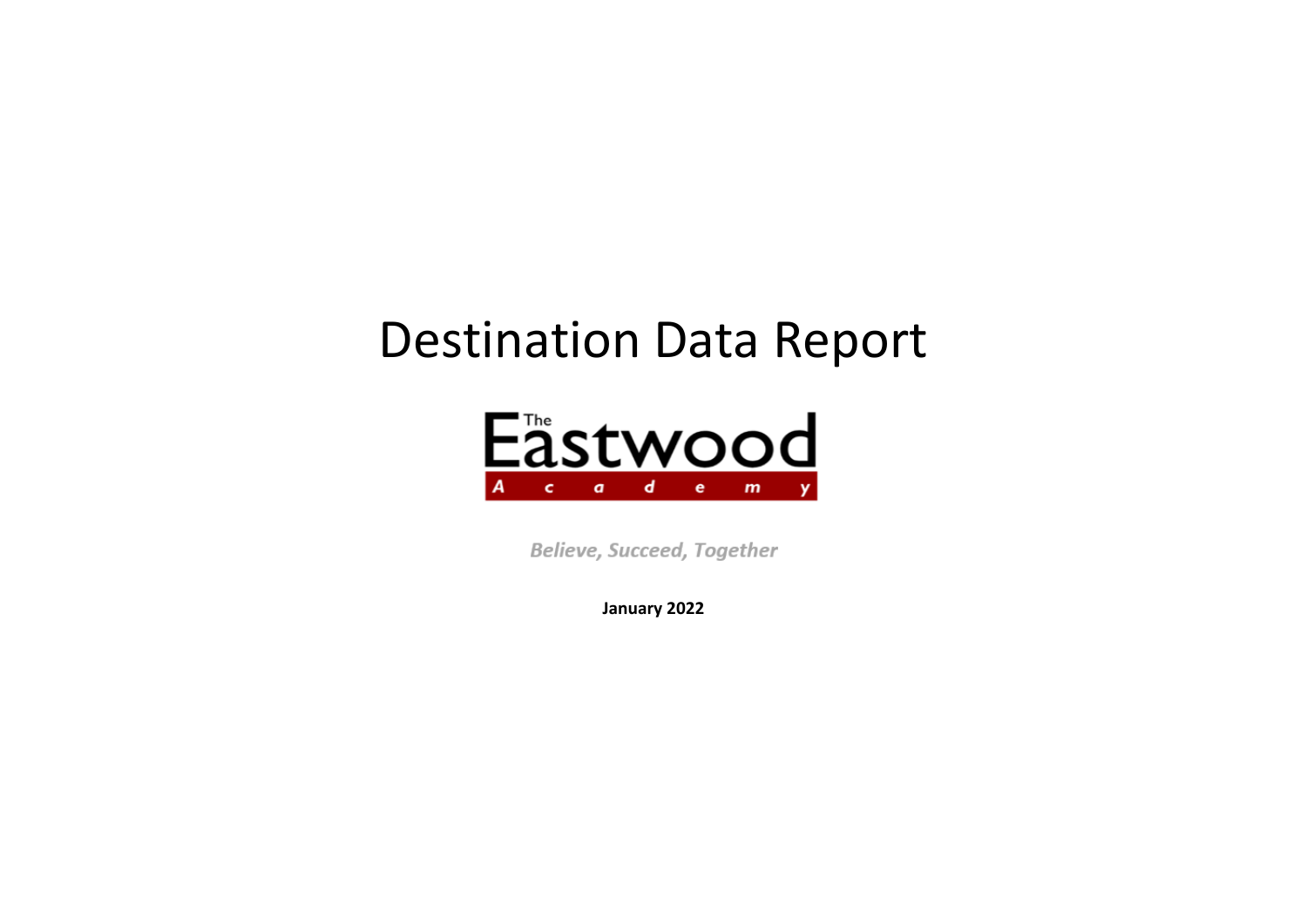# Destination Data Report

The Eastwood Academy

*Believe, Succeed, Together*

**January 2022**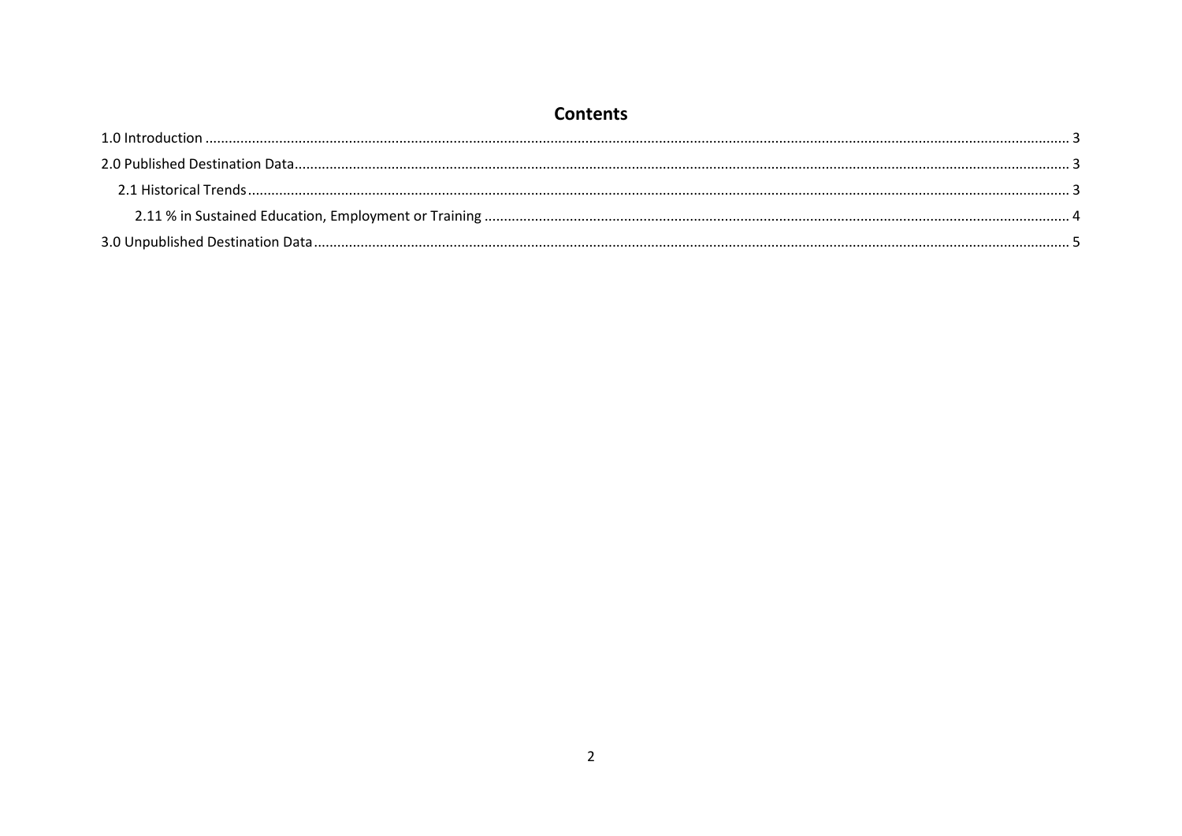# Contents

1.0 Introduction ........................................................................................................................................................ 3

2.0 Published Destination Data ................................................................................................................................ 3

2.1 Historical Trends ............................................................................................................................................ 3

2.11 % in Sustained Education, Employment or Training ...................................................................................... 4

3.0 Unpublished Destination Data ............................................................................................................................ 5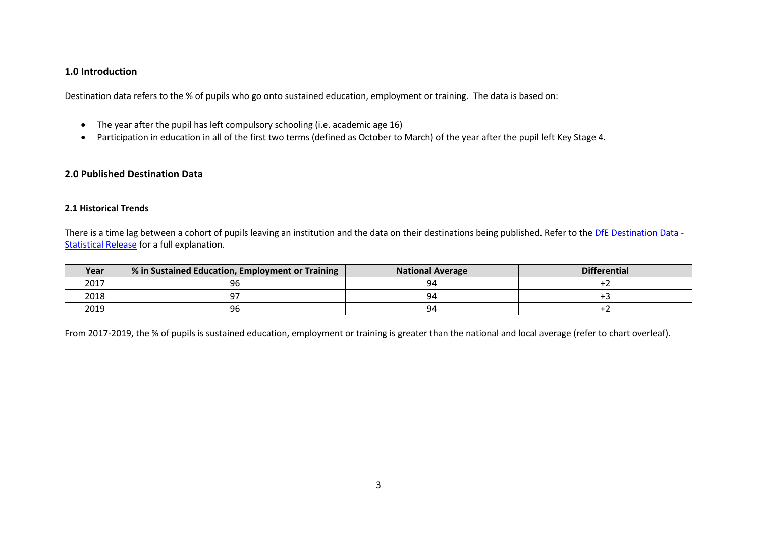## 1.0 Introduction

Destination data refers to the % of pupils who go onto sustained education, employment or training. The data is based on:

- The year after the pupil has left compulsory schooling (i.e. academic age 16)
- Participation in education in all of the first two terms (defined as October to March) of the year after the pupil left Key Stage 4.

## 2.0 Published Destination Data

### 2.1 Historical Trends

There is a time lag between a cohort of pupils leaving an institution and the data on their destinations being published. Refer to the [DfE Destination Data - Statistical Release]() for a full explanation.

| Year | % in Sustained Education, Employment or Training | National Average | Differential |
|---|---|---|---|
| 2017 | 96 | 94 | +2 |
| 2018 | 97 | 94 | +3 |
| 2019 | 96 | 94 | +2 |

From 2017-2019, the % of pupils is sustained education, employment or training is greater than the national and local average (refer to chart overleaf).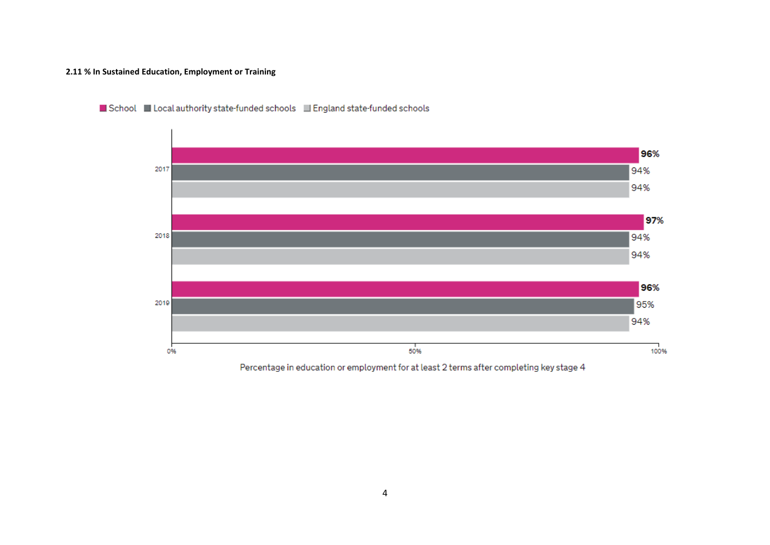**2.11 % In Sustained Education, Employment or Training**

| Year | School | Local authority state-funded schools | England state-funded schools |
|---|---|---|---|
| 2017 | 96% | 94% | 94% |
| 2018 | 97% | 94% | 94% |
| 2019 | 96% | 95% | 94% |

Percentage in education or employment for at least 2 terms after completing key stage 4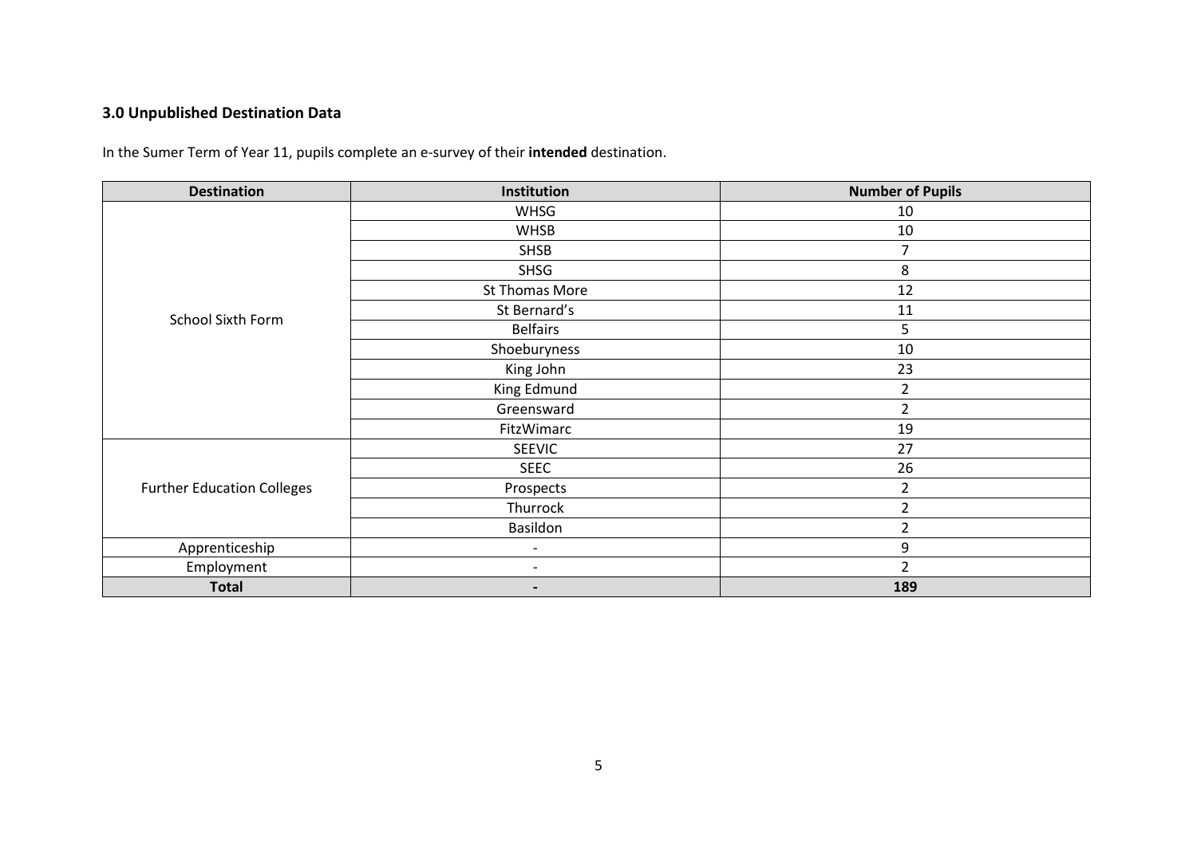### 3.0 Unpublished Destination Data

In the Sumer Term of Year 11, pupils complete an e-survey of their **intended** destination.

| Destination | Institution | Number of Pupils |
|---|---|---|
| School Sixth Form | WHSG | 10 |
| | WHSB | 10 |
| | SHSB | 7 |
| | SHSG | 8 |
| | St Thomas More | 12 |
| | St Bernard's | 11 |
| | Belfairs | 5 |
| | Shoeburyness | 10 |
| | King John | 23 |
| | King Edmund | 2 |
| | Greensward | 2 |
| | FitzWimarc | 19 |
| Further Education Colleges | SEEVIC | 27 |
| | SEEC | 26 |
| | Prospects | 2 |
| | Thurrock | 2 |
| | Basildon | 2 |
| Apprenticeship | - | 9 |
| Employment | - | 2 |
| **Total** | **-** | **189** |